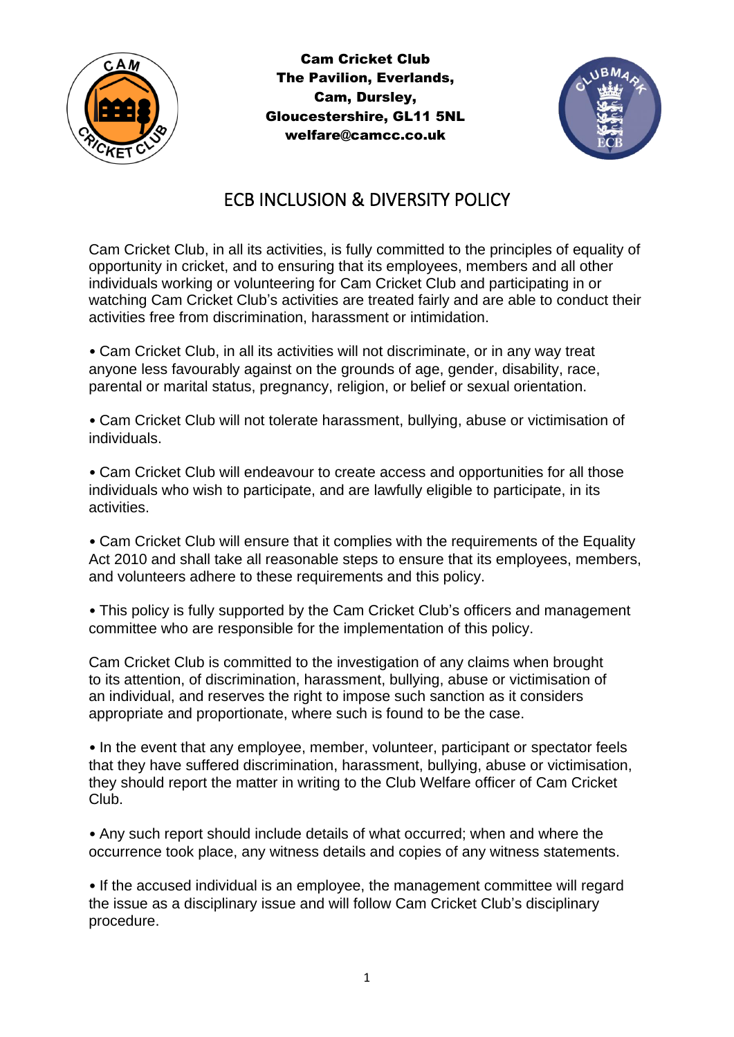**Cam Cricket Club**
**The Pavilion, Everlands,**
**Cam, Dursley,**
**Gloucestershire, GL11 5NL**
**welfare@camcc.co.uk**

# ECB INCLUSION & DIVERSITY POLICY

Cam Cricket Club, in all its activities, is fully committed to the principles of equality of opportunity in cricket, and to ensuring that its employees, members and all other individuals working or volunteering for Cam Cricket Club and participating in or watching Cam Cricket Club's activities are treated fairly and are able to conduct their activities free from discrimination, harassment or intimidation.

- Cam Cricket Club, in all its activities will not discriminate, or in any way treat anyone less favourably against on the grounds of age, gender, disability, race, parental or marital status, pregnancy, religion, or belief or sexual orientation.

- Cam Cricket Club will not tolerate harassment, bullying, abuse or victimisation of individuals.

- Cam Cricket Club will endeavour to create access and opportunities for all those individuals who wish to participate, and are lawfully eligible to participate, in its activities.

- Cam Cricket Club will ensure that it complies with the requirements of the Equality Act 2010 and shall take all reasonable steps to ensure that its employees, members, and volunteers adhere to these requirements and this policy.

- This policy is fully supported by the Cam Cricket Club's officers and management committee who are responsible for the implementation of this policy.

Cam Cricket Club is committed to the investigation of any claims when brought to its attention, of discrimination, harassment, bullying, abuse or victimisation of an individual, and reserves the right to impose such sanction as it considers appropriate and proportionate, where such is found to be the case.

- In the event that any employee, member, volunteer, participant or spectator feels that they have suffered discrimination, harassment, bullying, abuse or victimisation, they should report the matter in writing to the Club Welfare officer of Cam Cricket Club.

- Any such report should include details of what occurred; when and where the occurrence took place, any witness details and copies of any witness statements.

- If the accused individual is an employee, the management committee will regard the issue as a disciplinary issue and will follow Cam Cricket Club's disciplinary procedure.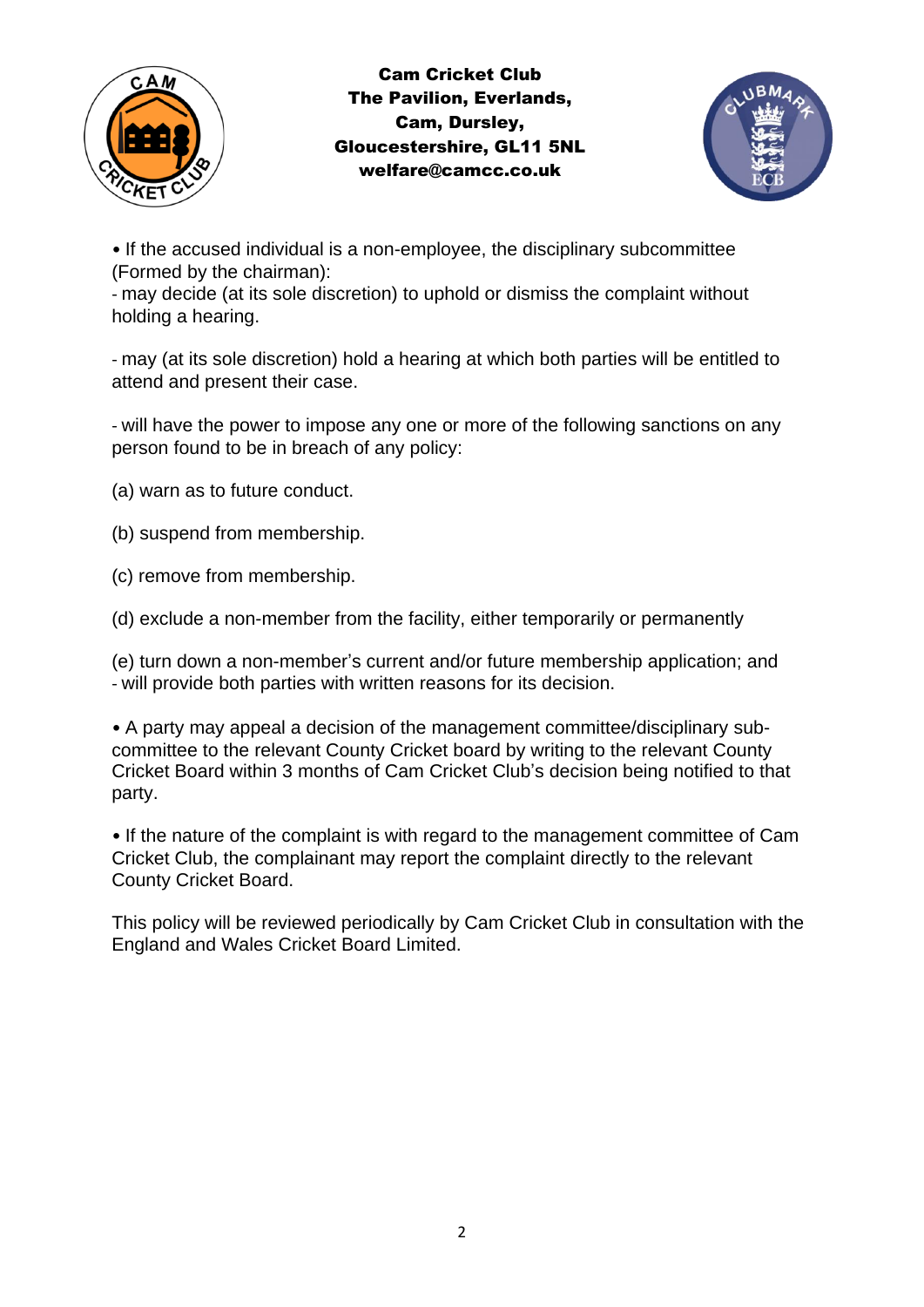**Cam Cricket Club**
**The Pavilion, Everlands,**
**Cam, Dursley,**
**Gloucestershire, GL11 5NL**
**welfare@camcc.co.uk**

- If the accused individual is a non-employee, the disciplinary subcommittee (Formed by the chairman):

  - may decide (at its sole discretion) to uphold or dismiss the complaint without holding a hearing.

  - may (at its sole discretion) hold a hearing at which both parties will be entitled to attend and present their case.

  - will have the power to impose any one or more of the following sanctions on any person found to be in breach of any policy:

    (a) warn as to future conduct.

    (b) suspend from membership.

    (c) remove from membership.

    (d) exclude a non-member from the facility, either temporarily or permanently

    (e) turn down a non-member's current and/or future membership application; and

  - will provide both parties with written reasons for its decision.

- A party may appeal a decision of the management committee/disciplinary sub-committee to the relevant County Cricket board by writing to the relevant County Cricket Board within 3 months of Cam Cricket Club's decision being notified to that party.

- If the nature of the complaint is with regard to the management committee of Cam Cricket Club, the complainant may report the complaint directly to the relevant County Cricket Board.

This policy will be reviewed periodically by Cam Cricket Club in consultation with the England and Wales Cricket Board Limited.